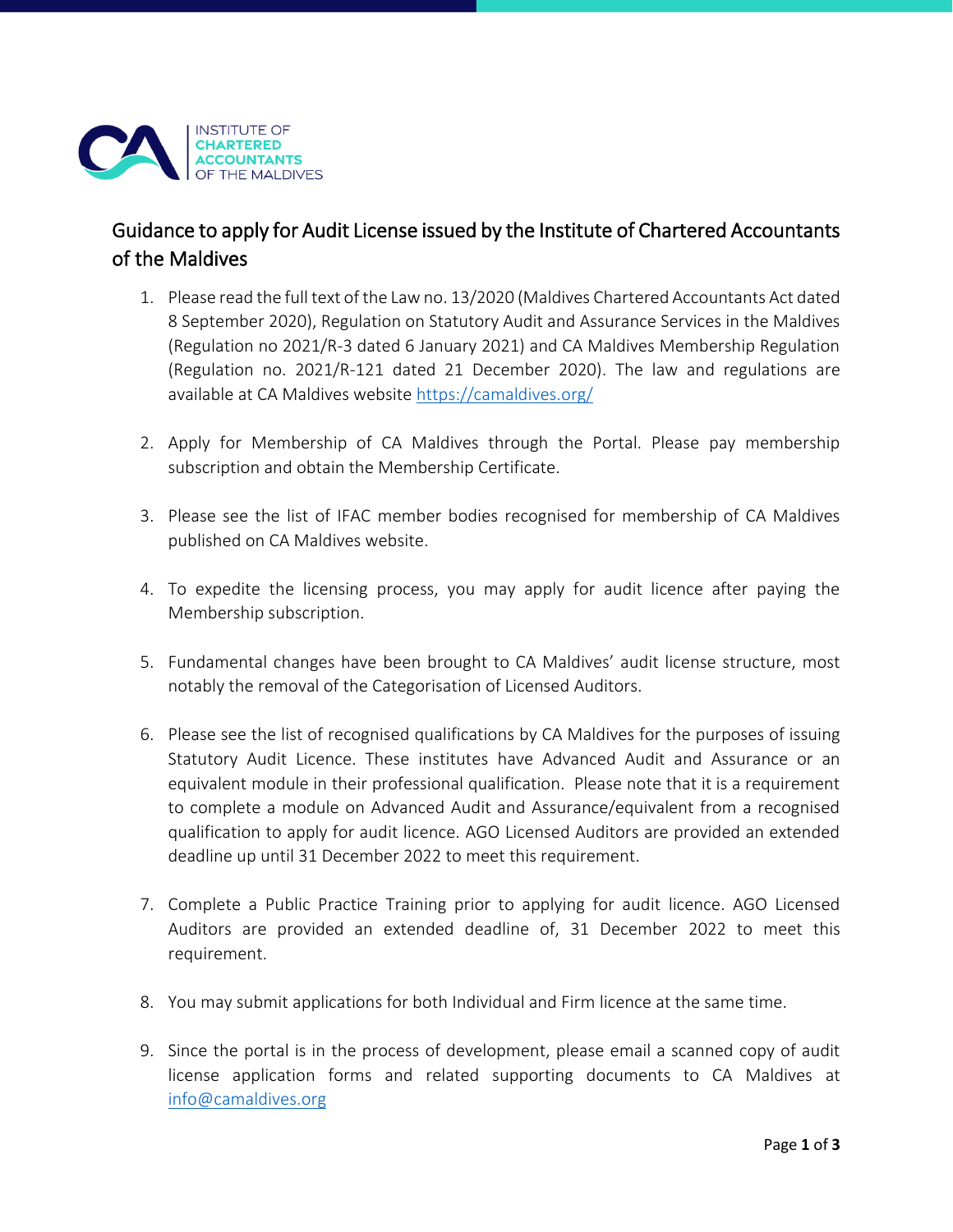INSTITUTE OF CHARTERED ACCOUNTANTS OF THE MALDIVES

## Guidance to apply for Audit License issued by the Institute of Chartered Accountants of the Maldives

1. Please read the full text of the Law no. 13/2020 (Maldives Chartered Accountants Act dated 8 September 2020), Regulation on Statutory Audit and Assurance Services in the Maldives (Regulation no 2021/R-3 dated 6 January 2021) and CA Maldives Membership Regulation (Regulation no. 2021/R-121 dated 21 December 2020). The law and regulations are available at CA Maldives website https://camaldives.org/

2. Apply for Membership of CA Maldives through the Portal. Please pay membership subscription and obtain the Membership Certificate.

3. Please see the list of IFAC member bodies recognised for membership of CA Maldives published on CA Maldives website.

4. To expedite the licensing process, you may apply for audit licence after paying the Membership subscription.

5. Fundamental changes have been brought to CA Maldives' audit license structure, most notably the removal of the Categorisation of Licensed Auditors.

6. Please see the list of recognised qualifications by CA Maldives for the purposes of issuing Statutory Audit Licence. These institutes have Advanced Audit and Assurance or an equivalent module in their professional qualification. Please note that it is a requirement to complete a module on Advanced Audit and Assurance/equivalent from a recognised qualification to apply for audit licence. AGO Licensed Auditors are provided an extended deadline up until 31 December 2022 to meet this requirement.

7. Complete a Public Practice Training prior to applying for audit licence. AGO Licensed Auditors are provided an extended deadline of, 31 December 2022 to meet this requirement.

8. You may submit applications for both Individual and Firm licence at the same time.

9. Since the portal is in the process of development, please email a scanned copy of audit license application forms and related supporting documents to CA Maldives at info@camaldives.org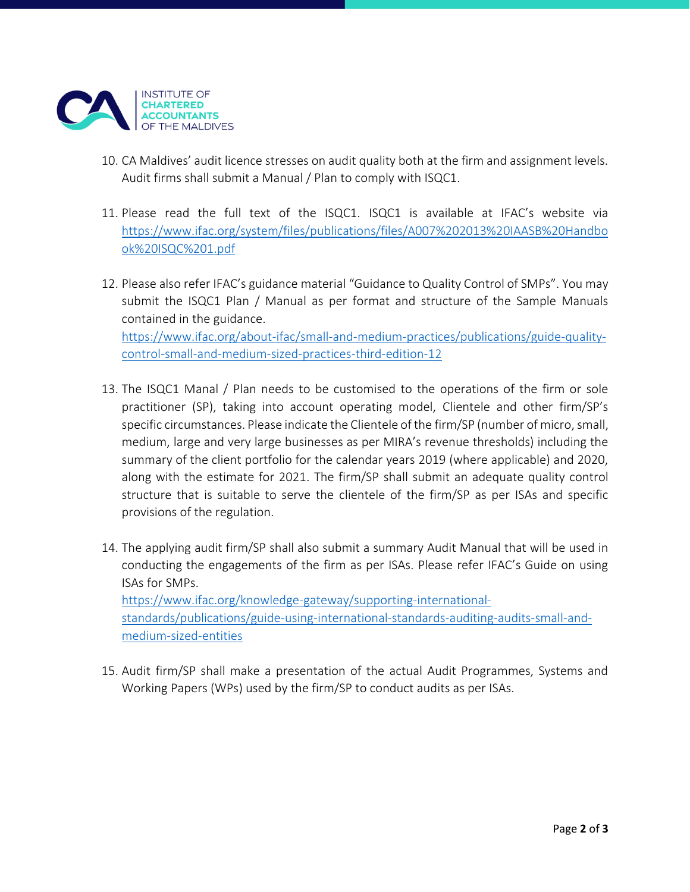10. CA Maldives' audit licence stresses on audit quality both at the firm and assignment levels. Audit firms shall submit a Manual / Plan to comply with ISQC1.

11. Please read the full text of the ISQC1. ISQC1 is available at IFAC's website via https://www.ifac.org/system/files/publications/files/A007%202013%20IAASB%20Handbook%20ISQC%201.pdf

12. Please also refer IFAC's guidance material "Guidance to Quality Control of SMPs". You may submit the ISQC1 Plan / Manual as per format and structure of the Sample Manuals contained in the guidance.
https://www.ifac.org/about-ifac/small-and-medium-practices/publications/guide-quality-control-small-and-medium-sized-practices-third-edition-12

13. The ISQC1 Manal / Plan needs to be customised to the operations of the firm or sole practitioner (SP), taking into account operating model, Clientele and other firm/SP's specific circumstances. Please indicate the Clientele of the firm/SP (number of micro, small, medium, large and very large businesses as per MIRA's revenue thresholds) including the summary of the client portfolio for the calendar years 2019 (where applicable) and 2020, along with the estimate for 2021. The firm/SP shall submit an adequate quality control structure that is suitable to serve the clientele of the firm/SP as per ISAs and specific provisions of the regulation.

14. The applying audit firm/SP shall also submit a summary Audit Manual that will be used in conducting the engagements of the firm as per ISAs. Please refer IFAC's Guide on using ISAs for SMPs.
https://www.ifac.org/knowledge-gateway/supporting-international-standards/publications/guide-using-international-standards-auditing-audits-small-and-medium-sized-entities

15. Audit firm/SP shall make a presentation of the actual Audit Programmes, Systems and Working Papers (WPs) used by the firm/SP to conduct audits as per ISAs.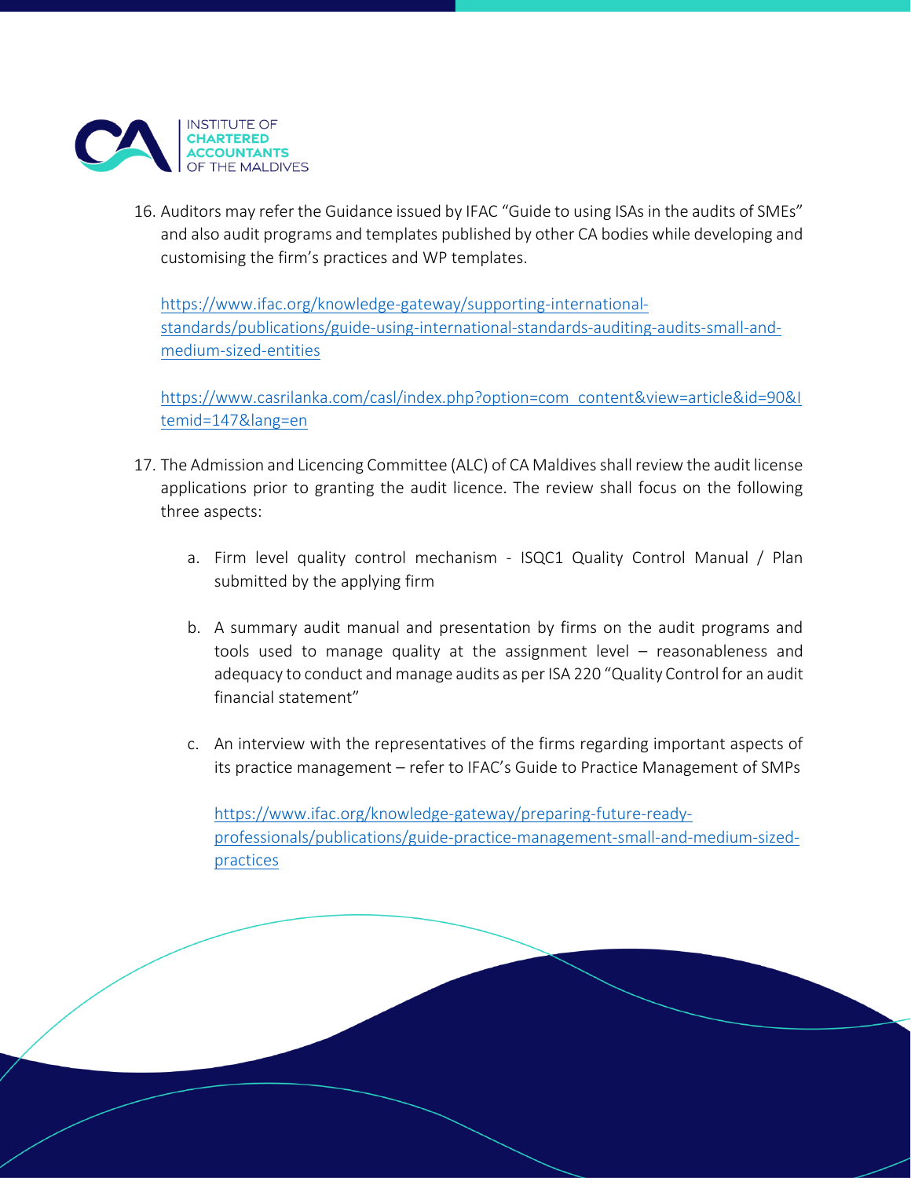16. Auditors may refer the Guidance issued by IFAC "Guide to using ISAs in the audits of SMEs" and also audit programs and templates published by other CA bodies while developing and customising the firm's practices and WP templates.

    https://www.ifac.org/knowledge-gateway/supporting-international-standards/publications/guide-using-international-standards-auditing-audits-small-and-medium-sized-entities

    https://www.casrilanka.com/casl/index.php?option=com_content&view=article&id=90&Itemid=147&lang=en

17. The Admission and Licencing Committee (ALC) of CA Maldives shall review the audit license applications prior to granting the audit licence. The review shall focus on the following three aspects:

    a. Firm level quality control mechanism - ISQC1 Quality Control Manual / Plan submitted by the applying firm

    b. A summary audit manual and presentation by firms on the audit programs and tools used to manage quality at the assignment level – reasonableness and adequacy to conduct and manage audits as per ISA 220 "Quality Control for an audit financial statement"

    c. An interview with the representatives of the firms regarding important aspects of its practice management – refer to IFAC's Guide to Practice Management of SMPs

       https://www.ifac.org/knowledge-gateway/preparing-future-ready-professionals/publications/guide-practice-management-small-and-medium-sized-practices